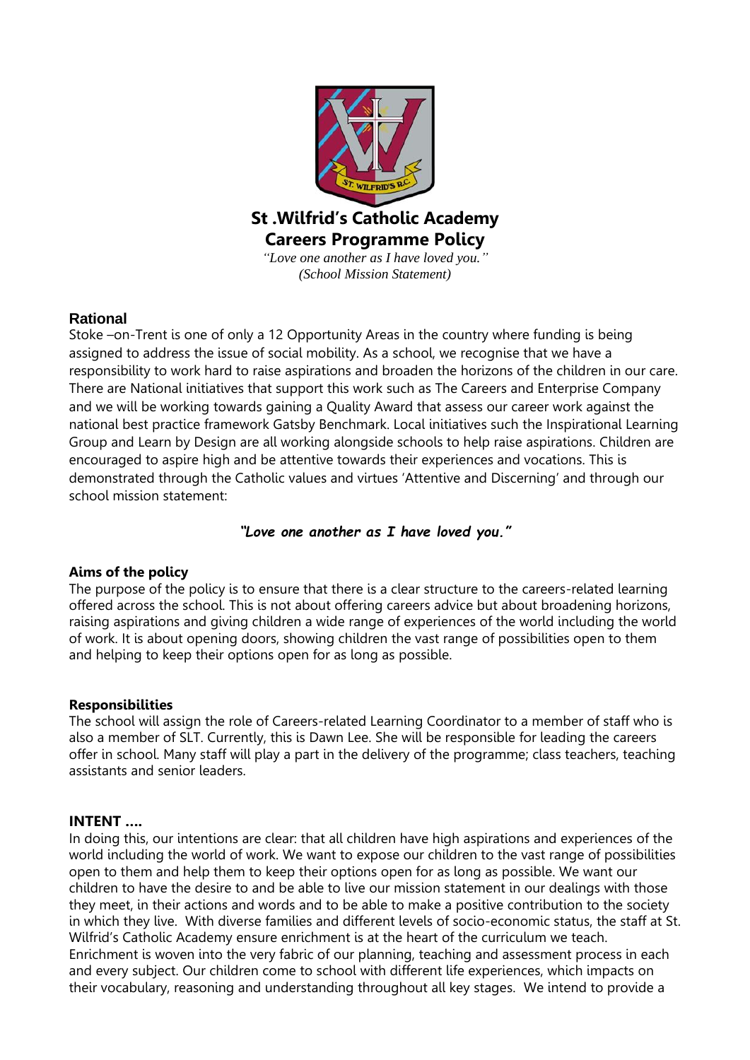# St .Wilfrid's Catholic Academy
# Careers Programme Policy

*"Love one another as I have loved you."*
*(School Mission Statement)*

## Rational

Stoke –on-Trent is one of only a 12 Opportunity Areas in the country where funding is being assigned to address the issue of social mobility. As a school, we recognise that we have a responsibility to work hard to raise aspirations and broaden the horizons of the children in our care. There are National initiatives that support this work such as The Careers and Enterprise Company and we will be working towards gaining a Quality Award that assess our career work against the national best practice framework Gatsby Benchmark. Local initiatives such the Inspirational Learning Group and Learn by Design are all working alongside schools to help raise aspirations. Children are encouraged to aspire high and be attentive towards their experiences and vocations. This is demonstrated through the Catholic values and virtues 'Attentive and Discerning' and through our school mission statement:

***"Love one another as I have loved you."***

**Aims of the policy**

The purpose of the policy is to ensure that there is a clear structure to the careers-related learning offered across the school. This is not about offering careers advice but about broadening horizons, raising aspirations and giving children a wide range of experiences of the world including the world of work. It is about opening doors, showing children the vast range of possibilities open to them and helping to keep their options open for as long as possible.

**Responsibilities**

The school will assign the role of Careers-related Learning Coordinator to a member of staff who is also a member of SLT. Currently, this is Dawn Lee. She will be responsible for leading the careers offer in school. Many staff will play a part in the delivery of the programme; class teachers, teaching assistants and senior leaders.

## INTENT ….

In doing this, our intentions are clear: that all children have high aspirations and experiences of the world including the world of work. We want to expose our children to the vast range of possibilities open to them and help them to keep their options open for as long as possible. We want our children to have the desire to and be able to live our mission statement in our dealings with those they meet, in their actions and words and to be able to make a positive contribution to the society in which they live. With diverse families and different levels of socio-economic status, the staff at St. Wilfrid's Catholic Academy ensure enrichment is at the heart of the curriculum we teach. Enrichment is woven into the very fabric of our planning, teaching and assessment process in each and every subject. Our children come to school with different life experiences, which impacts on their vocabulary, reasoning and understanding throughout all key stages. We intend to provide a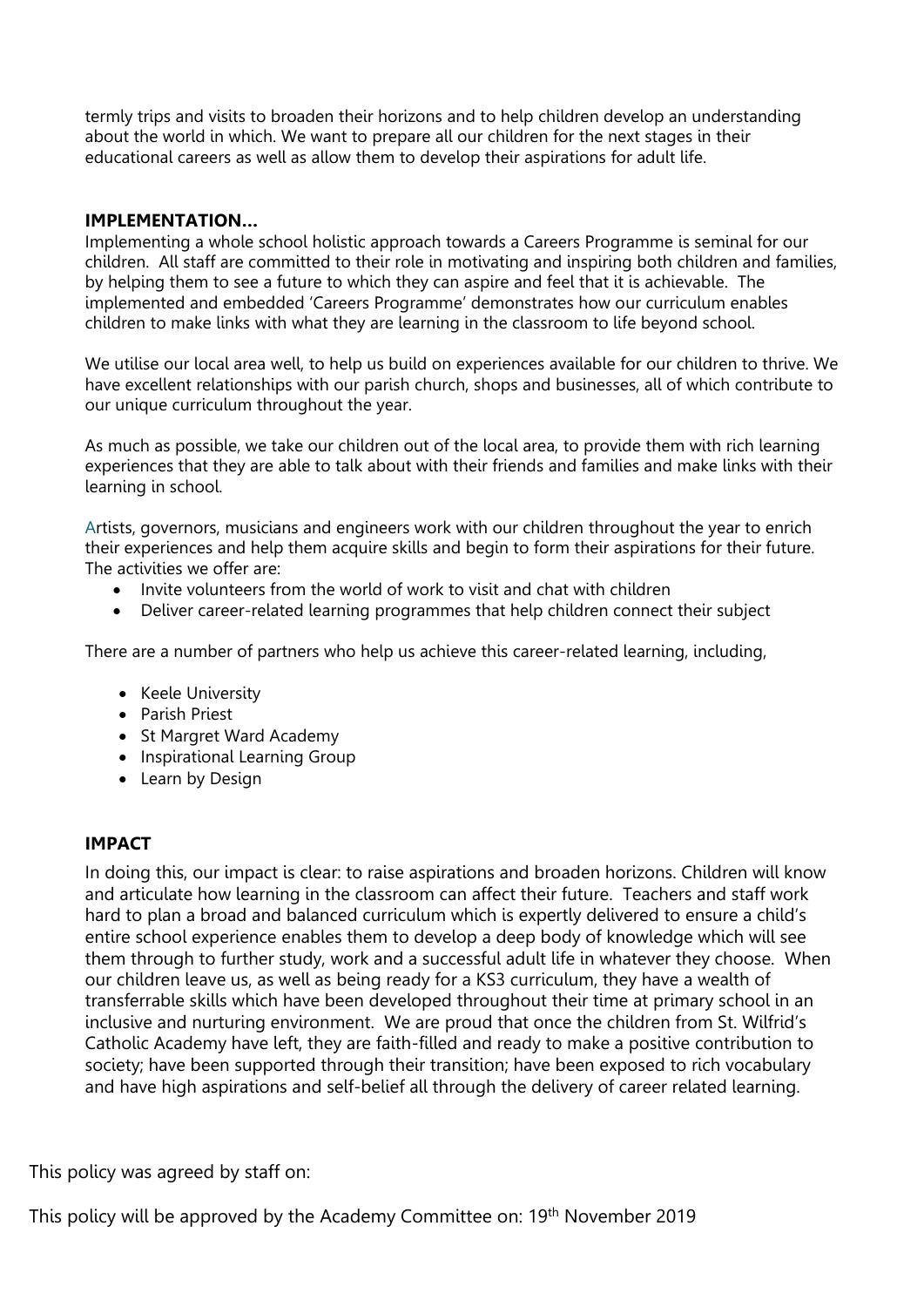termly trips and visits to broaden their horizons and to help children develop an understanding about the world in which. We want to prepare all our children for the next stages in their educational careers as well as allow them to develop their aspirations for adult life.

## IMPLEMENTATION…

Implementing a whole school holistic approach towards a Careers Programme is seminal for our children. All staff are committed to their role in motivating and inspiring both children and families, by helping them to see a future to which they can aspire and feel that it is achievable. The implemented and embedded 'Careers Programme' demonstrates how our curriculum enables children to make links with what they are learning in the classroom to life beyond school.

We utilise our local area well, to help us build on experiences available for our children to thrive. We have excellent relationships with our parish church, shops and businesses, all of which contribute to our unique curriculum throughout the year.

As much as possible, we take our children out of the local area, to provide them with rich learning experiences that they are able to talk about with their friends and families and make links with their learning in school.

Artists, governors, musicians and engineers work with our children throughout the year to enrich their experiences and help them acquire skills and begin to form their aspirations for their future. The activities we offer are:

- Invite volunteers from the world of work to visit and chat with children
- Deliver career-related learning programmes that help children connect their subject

There are a number of partners who help us achieve this career-related learning, including,

- Keele University
- Parish Priest
- St Margret Ward Academy
- Inspirational Learning Group
- Learn by Design

## IMPACT

In doing this, our impact is clear: to raise aspirations and broaden horizons. Children will know and articulate how learning in the classroom can affect their future. Teachers and staff work hard to plan a broad and balanced curriculum which is expertly delivered to ensure a child's entire school experience enables them to develop a deep body of knowledge which will see them through to further study, work and a successful adult life in whatever they choose. When our children leave us, as well as being ready for a KS3 curriculum, they have a wealth of transferrable skills which have been developed throughout their time at primary school in an inclusive and nurturing environment. We are proud that once the children from St. Wilfrid's Catholic Academy have left, they are faith-filled and ready to make a positive contribution to society; have been supported through their transition; have been exposed to rich vocabulary and have high aspirations and self-belief all through the delivery of career related learning.

This policy was agreed by staff on:

This policy will be approved by the Academy Committee on: 19th November 2019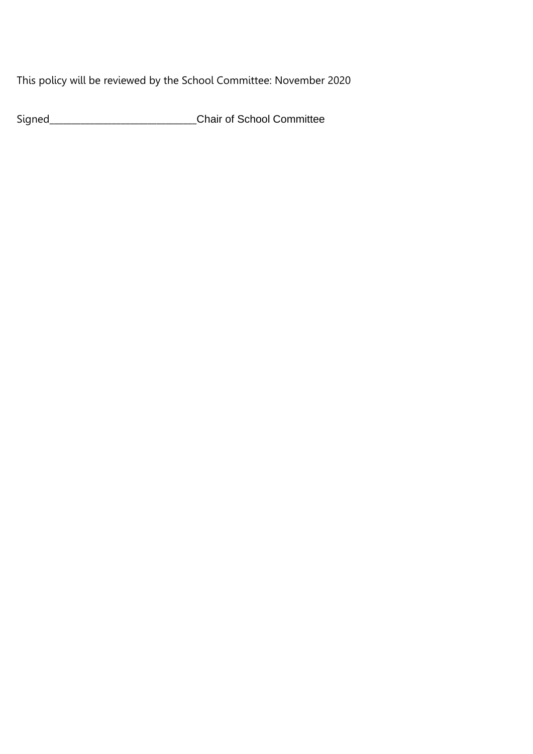This policy will be reviewed by the School Committee: November 2020

Signed____________________________Chair of School Committee